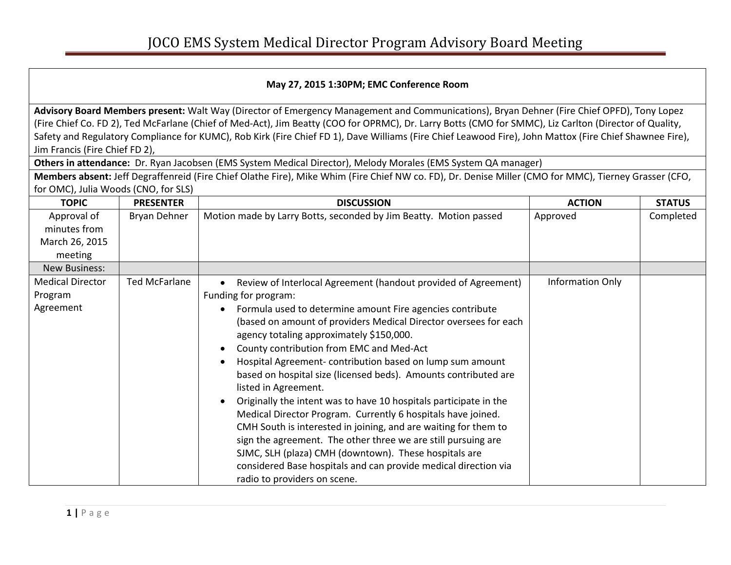# JOCO EMS System Medical Director Program Advisory Board Meeting

**May 27, 2015 1:30PM; EMC Conference Room**

**Advisory Board Members present:** Walt Way (Director of Emergency Management and Communications), Bryan Dehner (Fire Chief OPFD), Tony Lopez (Fire Chief Co. FD 2), Ted McFarlane (Chief of Med-Act), Jim Beatty (COO for OPRMC), Dr. Larry Botts (CMO for SMMC), Liz Carlton (Director of Quality, Safety and Regulatory Compliance for KUMC), Rob Kirk (Fire Chief FD 1), Dave Williams (Fire Chief Leawood Fire), John Mattox (Fire Chief Shawnee Fire), Jim Francis (Fire Chief FD 2),

**Others in attendance:** Dr. Ryan Jacobsen (EMS System Medical Director), Melody Morales (EMS System QA manager)

**Members absent:** Jeff Degraffenreid (Fire Chief Olathe Fire), Mike Whim (Fire Chief NW co. FD), Dr. Denise Miller (CMO for MMC), Tierney Grasser (CFO, for OMC), Julia Woods (CNO, for SLS)

| TOPIC | PRESENTER | DISCUSSION | ACTION | STATUS |
|---|---|---|---|---|
| Approval of minutes from March 26, 2015 meeting | Bryan Dehner | Motion made by Larry Botts, seconded by Jim Beatty. Motion passed | Approved | Completed |
| New Business: | | | | |
| Medical Director Program Agreement | Ted McFarlane | • Review of Interlocal Agreement (handout provided of Agreement)<br>Funding for program:<br>• Formula used to determine amount Fire agencies contribute (based on amount of providers Medical Director oversees for each agency totaling approximately $150,000.<br>• County contribution from EMC and Med-Act<br>• Hospital Agreement- contribution based on lump sum amount based on hospital size (licensed beds). Amounts contributed are listed in Agreement.<br>• Originally the intent was to have 10 hospitals participate in the Medical Director Program. Currently 6 hospitals have joined. CMH South is interested in joining, and are waiting for them to sign the agreement. The other three we are still pursuing are SJMC, SLH (plaza) CMH (downtown). These hospitals are considered Base hospitals and can provide medical direction via radio to providers on scene. | Information Only | |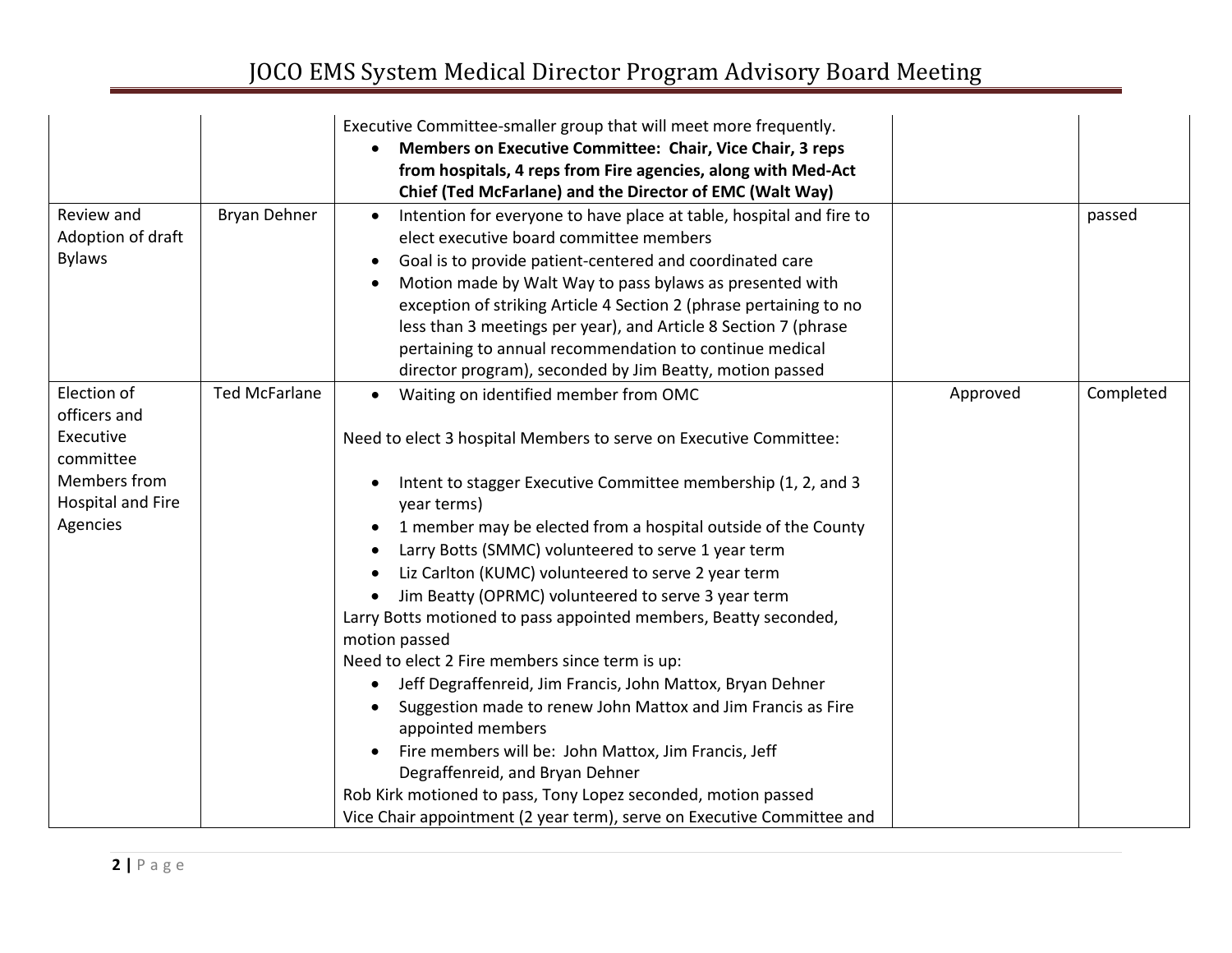| | | | | |
|---|---|---|---|---|
| | | Executive Committee-smaller group that will meet more frequently.<br>• **Members on Executive Committee: Chair, Vice Chair, 3 reps from hospitals, 4 reps from Fire agencies, along with Med-Act Chief (Ted McFarlane) and the Director of EMC (Walt Way)** | | |
| Review and Adoption of draft Bylaws | Bryan Dehner | • Intention for everyone to have place at table, hospital and fire to elect executive board committee members<br>• Goal is to provide patient-centered and coordinated care<br>• Motion made by Walt Way to pass bylaws as presented with exception of striking Article 4 Section 2 (phrase pertaining to no less than 3 meetings per year), and Article 8 Section 7 (phrase pertaining to annual recommendation to continue medical director program), seconded by Jim Beatty, motion passed | | passed |
| Election of officers and Executive committee Members from Hospital and Fire Agencies | Ted McFarlane | • Waiting on identified member from OMC<br><br>Need to elect 3 hospital Members to serve on Executive Committee:<br><br>• Intent to stagger Executive Committee membership (1, 2, and 3 year terms)<br>• 1 member may be elected from a hospital outside of the County<br>• Larry Botts (SMMC) volunteered to serve 1 year term<br>• Liz Carlton (KUMC) volunteered to serve 2 year term<br>• Jim Beatty (OPRMC) volunteered to serve 3 year term<br>Larry Botts motioned to pass appointed members, Beatty seconded, motion passed<br>Need to elect 2 Fire members since term is up:<br>• Jeff Degraffenreid, Jim Francis, John Mattox, Bryan Dehner<br>• Suggestion made to renew John Mattox and Jim Francis as Fire appointed members<br>• Fire members will be: John Mattox, Jim Francis, Jeff Degraffenreid, and Bryan Dehner<br>Rob Kirk motioned to pass, Tony Lopez seconded, motion passed<br>Vice Chair appointment (2 year term), serve on Executive Committee and | Approved | Completed |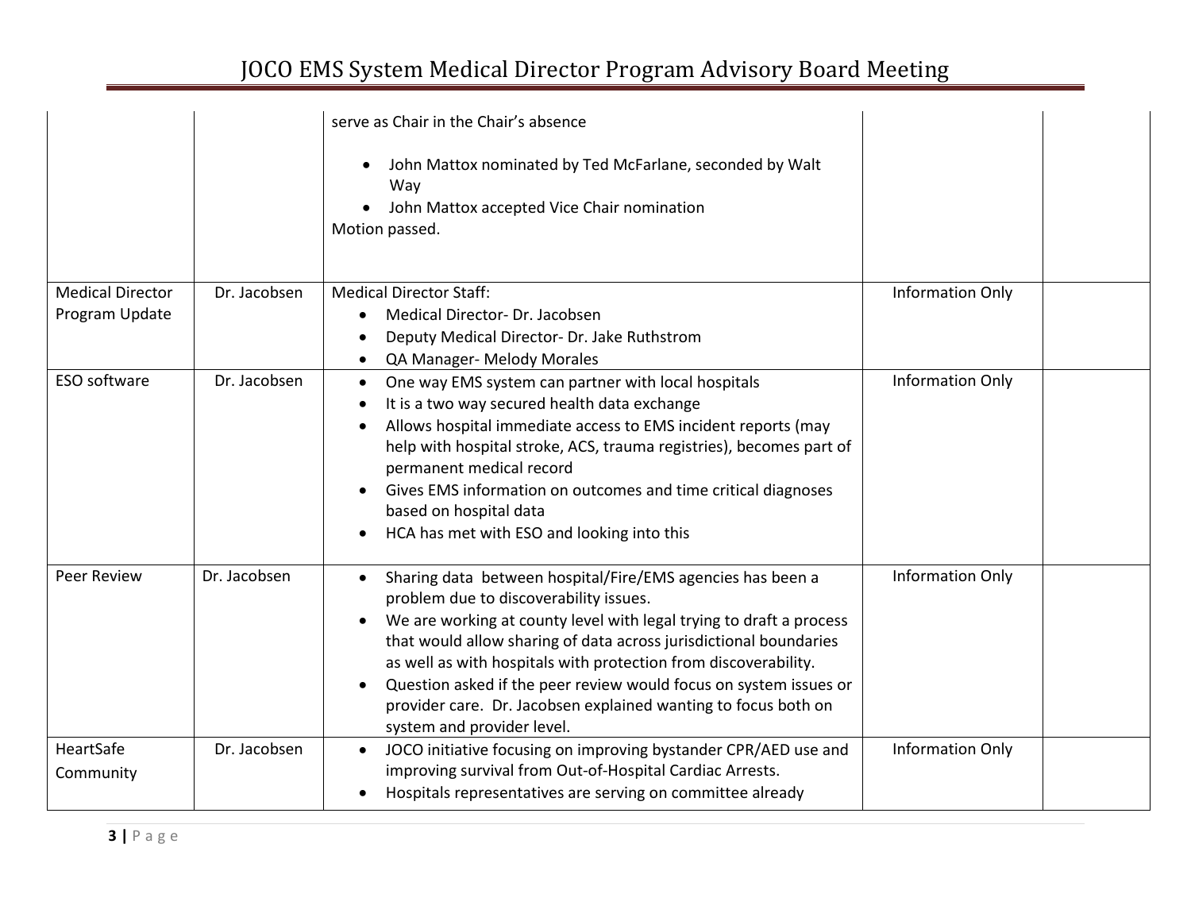| | | | | |
|---|---|---|---|---|
| | | serve as Chair in the Chair's absence<br><br>• John Mattox nominated by Ted McFarlane, seconded by Walt Way<br>• John Mattox accepted Vice Chair nomination<br>Motion passed. | | |
| Medical Director Program Update | Dr. Jacobsen | Medical Director Staff:<br>• Medical Director- Dr. Jacobsen<br>• Deputy Medical Director- Dr. Jake Ruthstrom<br>• QA Manager- Melody Morales | Information Only | |
| ESO software | Dr. Jacobsen | • One way EMS system can partner with local hospitals<br>• It is a two way secured health data exchange<br>• Allows hospital immediate access to EMS incident reports (may help with hospital stroke, ACS, trauma registries), becomes part of permanent medical record<br>• Gives EMS information on outcomes and time critical diagnoses based on hospital data<br>• HCA has met with ESO and looking into this | Information Only | |
| Peer Review | Dr. Jacobsen | • Sharing data between hospital/Fire/EMS agencies has been a problem due to discoverability issues.<br>• We are working at county level with legal trying to draft a process that would allow sharing of data across jurisdictional boundaries as well as with hospitals with protection from discoverability.<br>• Question asked if the peer review would focus on system issues or provider care. Dr. Jacobsen explained wanting to focus both on system and provider level. | Information Only | |
| HeartSafe Community | Dr. Jacobsen | • JOCO initiative focusing on improving bystander CPR/AED use and improving survival from Out-of-Hospital Cardiac Arrests.<br>• Hospitals representatives are serving on committee already | Information Only | |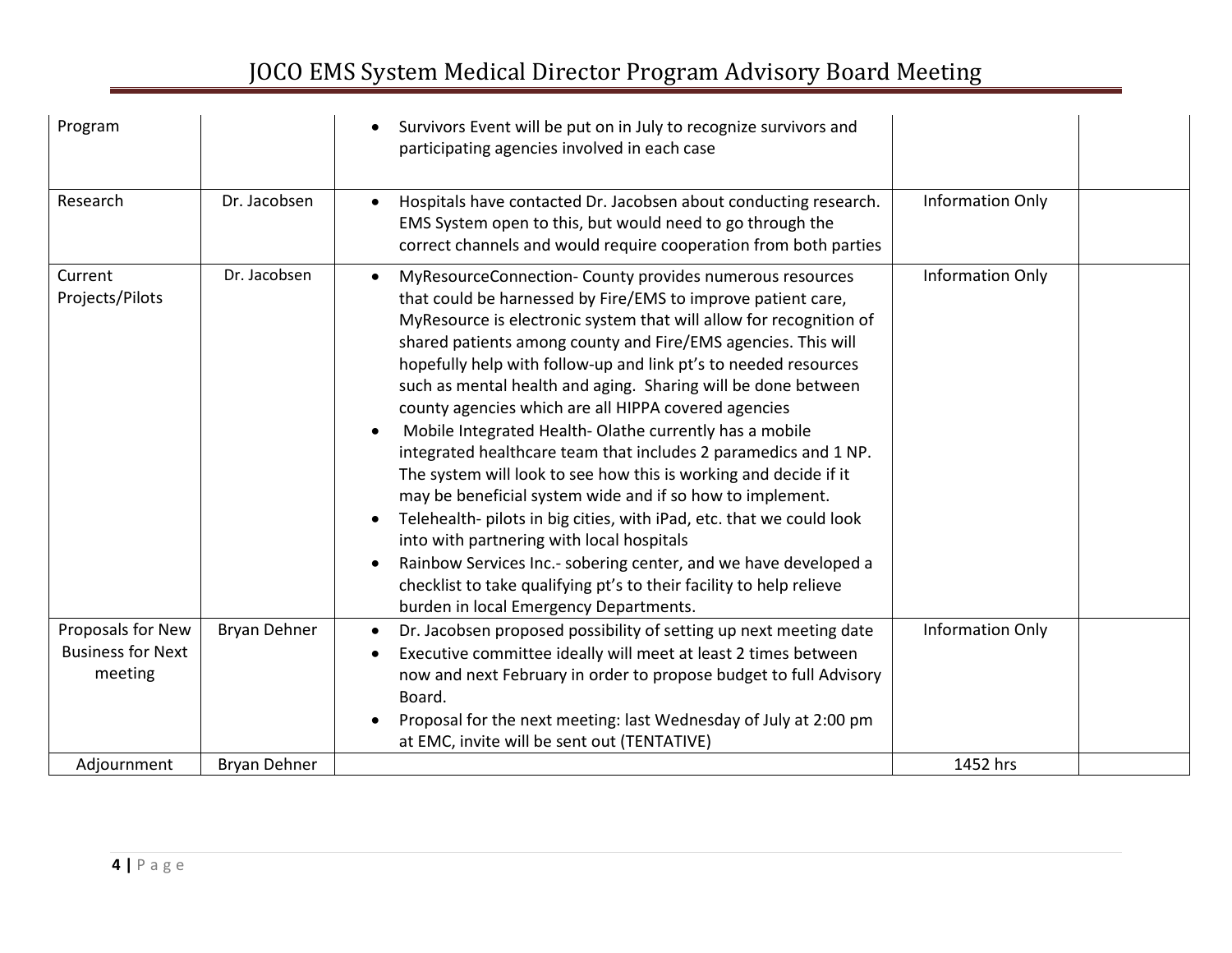| | | | | |
|---|---|---|---|---|
| Program | | • Survivors Event will be put on in July to recognize survivors and participating agencies involved in each case | | |
| Research | Dr. Jacobsen | • Hospitals have contacted Dr. Jacobsen about conducting research. EMS System open to this, but would need to go through the correct channels and would require cooperation from both parties | Information Only | |
| Current Projects/Pilots | Dr. Jacobsen | • MyResourceConnection- County provides numerous resources that could be harnessed by Fire/EMS to improve patient care, MyResource is electronic system that will allow for recognition of shared patients among county and Fire/EMS agencies. This will hopefully help with follow-up and link pt's to needed resources such as mental health and aging. Sharing will be done between county agencies which are all HIPPA covered agencies<br>• Mobile Integrated Health- Olathe currently has a mobile integrated healthcare team that includes 2 paramedics and 1 NP. The system will look to see how this is working and decide if it may be beneficial system wide and if so how to implement.<br>• Telehealth- pilots in big cities, with iPad, etc. that we could look into with partnering with local hospitals<br>• Rainbow Services Inc.- sobering center, and we have developed a checklist to take qualifying pt's to their facility to help relieve burden in local Emergency Departments. | Information Only | |
| Proposals for New Business for Next meeting | Bryan Dehner | • Dr. Jacobsen proposed possibility of setting up next meeting date<br>• Executive committee ideally will meet at least 2 times between now and next February in order to propose budget to full Advisory Board.<br>• Proposal for the next meeting: last Wednesday of July at 2:00 pm at EMC, invite will be sent out (TENTATIVE) | Information Only | |
| Adjournment | Bryan Dehner | | 1452 hrs | |